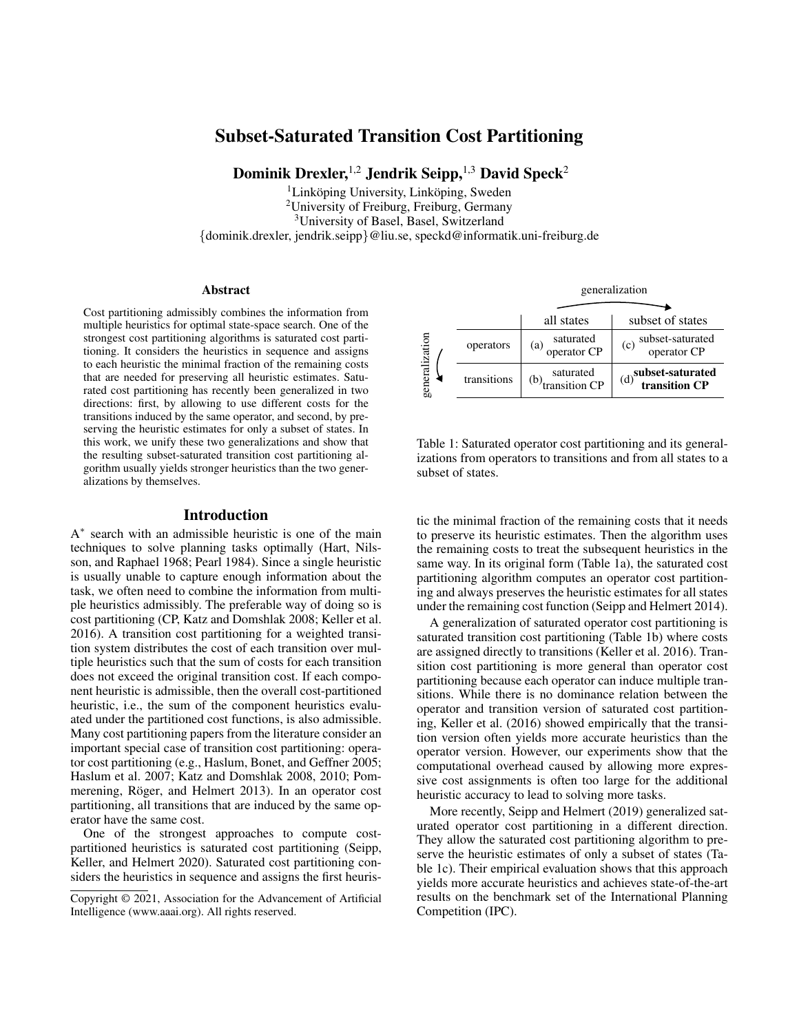# Subset-Saturated Transition Cost Partitioning

**Dominik Drexler,**[1,2] **Jendrik Seipp,**[1,3] **David Speck**[2]

[1]Linköping University, Linköping, Sweden
[2]University of Freiburg, Freiburg, Germany
[3]University of Basel, Basel, Switzerland
{dominik.drexler, jendrik.seipp}@liu.se, speckd@informatik.uni-freiburg.de

## Abstract

Cost partitioning admissibly combines the information from multiple heuristics for optimal state-space search. One of the strongest cost partitioning algorithms is saturated cost partitioning. It considers the heuristics in sequence and assigns to each heuristic the minimal fraction of the remaining costs that are needed for preserving all heuristic estimates. Saturated cost partitioning has recently been generalized in two directions: first, by allowing to use different costs for the transitions induced by the same operator, and second, by preserving the heuristic estimates for only a subset of states. In this work, we unify these two generalizations and show that the resulting subset-saturated transition cost partitioning algorithm usually yields stronger heuristics than the two generalizations by themselves.

| | all states | subset of states |
|---|---|---|
| operators | (a) saturated operator CP | (c) subset-saturated operator CP |
| transitions | (b) saturated transition CP | (d) **subset-saturated transition CP** |

Table 1: Saturated operator cost partitioning and its generalizations from operators to transitions and from all states to a subset of states.

## Introduction

A* search with an admissible heuristic is one of the main techniques to solve planning tasks optimally (Hart, Nilsson, and Raphael 1968; Pearl 1984). Since a single heuristic is usually unable to capture enough information about the task, we often need to combine the information from multiple heuristics admissibly. The preferable way of doing so is cost partitioning (CP, Katz and Domshlak 2008; Keller et al. 2016). A transition cost partitioning for a weighted transition system distributes the cost of each transition over multiple heuristics such that the sum of costs for each transition does not exceed the original transition cost. If each component heuristic is admissible, then the overall cost-partitioned heuristic, i.e., the sum of the component heuristics evaluated under the partitioned cost functions, is also admissible. Many cost partitioning papers from the literature consider an important special case of transition cost partitioning: operator cost partitioning (e.g., Haslum, Bonet, and Geffner 2005; Haslum et al. 2007; Katz and Domshlak 2008, 2010; Pommerening, Röger, and Helmert 2013). In an operator cost partitioning, all transitions that are induced by the same operator have the same cost.

One of the strongest approaches to compute cost-partitioned heuristics is saturated cost partitioning (Seipp, Keller, and Helmert 2020). Saturated cost partitioning considers the heuristics in sequence and assigns the first heuristic the minimal fraction of the remaining costs that it needs to preserve its heuristic estimates. Then the algorithm uses the remaining costs to treat the subsequent heuristics in the same way. In its original form (Table 1a), the saturated cost partitioning algorithm computes an operator cost partitioning and always preserves the heuristic estimates for all states under the remaining cost function (Seipp and Helmert 2014).

A generalization of saturated operator cost partitioning is saturated transition cost partitioning (Table 1b) where costs are assigned directly to transitions (Keller et al. 2016). Transition cost partitioning is more general than operator cost partitioning because each operator can induce multiple transitions. While there is no dominance relation between the operator and transition version of saturated cost partitioning, Keller et al. (2016) showed empirically that the transition version often yields more accurate heuristics than the operator version. However, our experiments show that the computational overhead caused by allowing more expressive cost assignments is often too large for the additional heuristic accuracy to lead to solving more tasks.

More recently, Seipp and Helmert (2019) generalized saturated operator cost partitioning in a different direction. They allow the saturated cost partitioning algorithm to preserve the heuristic estimates of only a subset of states (Table 1c). Their empirical evaluation shows that this approach yields more accurate heuristics and achieves state-of-the-art results on the benchmark set of the International Planning Competition (IPC).

Copyright © 2021, Association for the Advancement of Artificial Intelligence (www.aaai.org). All rights reserved.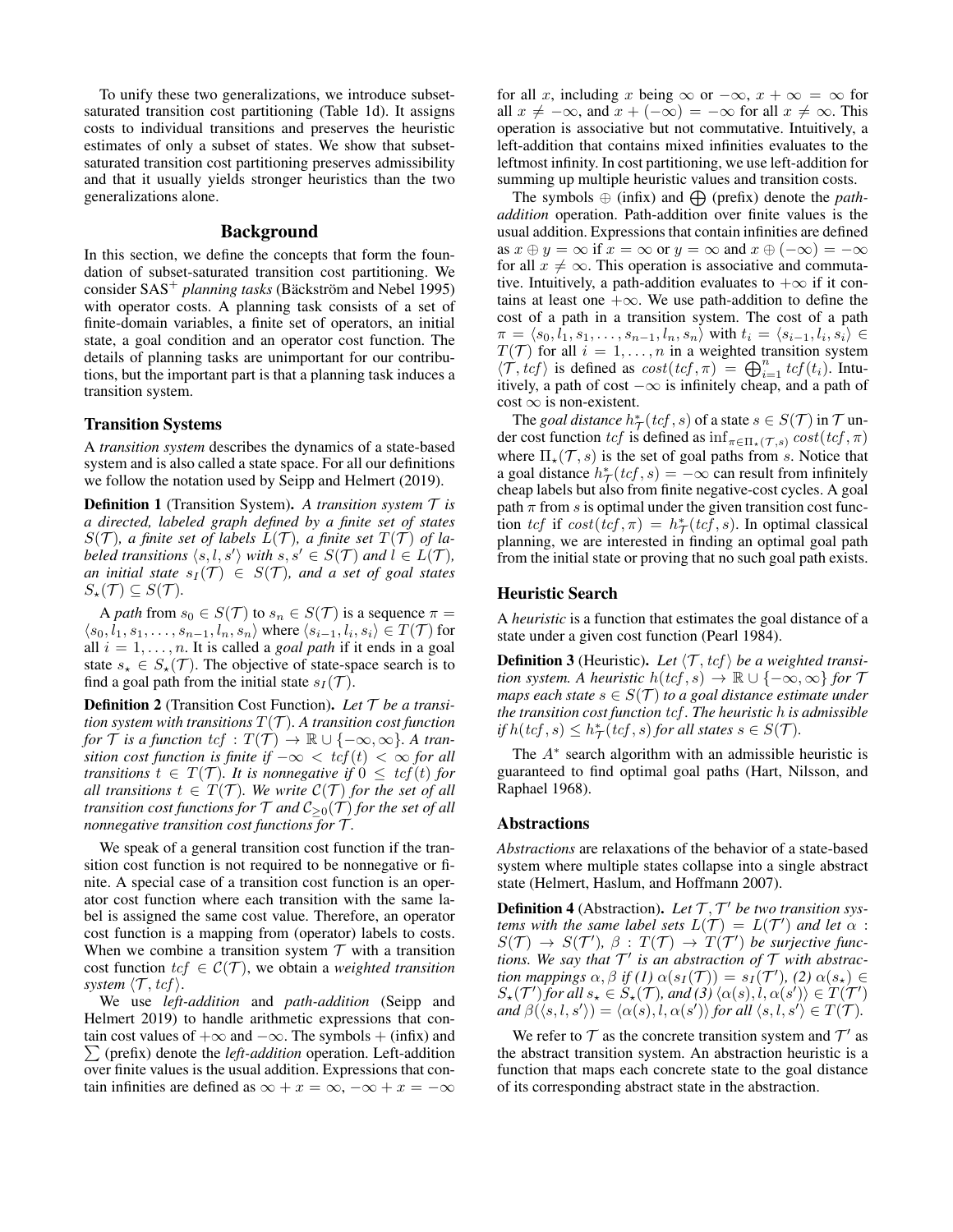To unify these two generalizations, we introduce subset-saturated transition cost partitioning (Table 1d). It assigns costs to individual transitions and preserves the heuristic estimates of only a subset of states. We show that subset-saturated transition cost partitioning preserves admissibility and that it usually yields stronger heuristics than the two generalizations alone.

## Background

In this section, we define the concepts that form the foundation of subset-saturated transition cost partitioning. We consider SAS$^+$ *planning tasks* (Bäckström and Nebel 1995) with operator costs. A planning task consists of a set of finite-domain variables, a finite set of operators, an initial state, a goal condition and an operator cost function. The details of planning tasks are unimportant for our contributions, but the important part is that a planning task induces a transition system.

### Transition Systems

A *transition system* describes the dynamics of a state-based system and is also called a state space. For all our definitions we follow the notation used by Seipp and Helmert (2019).

**Definition 1** (Transition System). *A transition system $\mathcal{T}$ is a directed, labeled graph defined by a finite set of states $S(\mathcal{T})$, a finite set of labels $L(\mathcal{T})$, a finite set $T(\mathcal{T})$ of labeled transitions $\langle s, l, s' \rangle$ with $s, s' \in S(\mathcal{T})$ and $l \in L(\mathcal{T})$, an initial state $s_I(\mathcal{T}) \in S(\mathcal{T})$, and a set of goal states $S_\star(\mathcal{T}) \subseteq S(\mathcal{T})$.*

A *path* from $s_0 \in S(\mathcal{T})$ to $s_n \in S(\mathcal{T})$ is a sequence $\pi = \langle s_0, l_1, s_1, \ldots, s_{n-1}, l_n, s_n \rangle$ where $\langle s_{i-1}, l_i, s_i \rangle \in T(\mathcal{T})$ for all $i = 1, \ldots, n$. It is called a *goal path* if it ends in a goal state $s_\star \in S_\star(\mathcal{T})$. The objective of state-space search is to find a goal path from the initial state $s_I(\mathcal{T})$.

**Definition 2** (Transition Cost Function). *Let $\mathcal{T}$ be a transition system with transitions $T(\mathcal{T})$. A transition cost function for $\mathcal{T}$ is a function $tcf : T(\mathcal{T}) \to \mathbb{R} \cup \{-\infty, \infty\}$. A transition cost function is finite if $-\infty < tcf(t) < \infty$ for all transitions $t \in T(\mathcal{T})$. It is nonnegative if $0 \leq tcf(t)$ for all transitions $t \in T(\mathcal{T})$. We write $\mathcal{C}(\mathcal{T})$ for the set of all transition cost functions for $\mathcal{T}$ and $\mathcal{C}_{\geq 0}(\mathcal{T})$ for the set of all nonnegative transition cost functions for $\mathcal{T}$.*

We speak of a general transition cost function if the transition cost function is not required to be nonnegative or finite. A special case of a transition cost function is an operator cost function where each transition with the same label is assigned the same cost value. Therefore, an operator cost function is a mapping from (operator) labels to costs. When we combine a transition system $\mathcal{T}$ with a transition cost function $tcf \in \mathcal{C}(\mathcal{T})$, we obtain a *weighted transition system* $\langle \mathcal{T}, tcf \rangle$.

We use *left-addition* and *path-addition* (Seipp and Helmert 2019) to handle arithmetic expressions that contain cost values of $+\infty$ and $-\infty$. The symbols $+$ (infix) and $\sum$ (prefix) denote the *left-addition* operation. Left-addition over finite values is the usual addition. Expressions that contain infinities are defined as $\infty + x = \infty$, $-\infty + x = -\infty$ for all $x$, including $x$ being $\infty$ or $-\infty$, $x + \infty = \infty$ for all $x \neq -\infty$, and $x + (-\infty) = -\infty$ for all $x \neq \infty$. This operation is associative but not commutative. Intuitively, a left-addition that contains mixed infinities evaluates to the leftmost infinity. In cost partitioning, we use left-addition for summing up multiple heuristic values and transition costs.

The symbols $\oplus$ (infix) and $\bigoplus$ (prefix) denote the *path-addition* operation. Path-addition over finite values is the usual addition. Expressions that contain infinities are defined as $x \oplus y = \infty$ if $x = \infty$ or $y = \infty$ and $x \oplus (-\infty) = -\infty$ for all $x \neq \infty$. This operation is associative and commutative. Intuitively, a path-addition evaluates to $+\infty$ if it contains at least one $+\infty$. We use path-addition to define the cost of a path in a transition system. The cost of a path $\pi = \langle s_0, l_1, s_1, \ldots, s_{n-1}, l_n, s_n \rangle$ with $t_i = \langle s_{i-1}, l_i, s_i \rangle \in T(\mathcal{T})$ for all $i = 1, \ldots, n$ in a weighted transition system $\langle \mathcal{T}, tcf \rangle$ is defined as $cost(tcf, \pi) = \bigoplus_{i=1}^{n} tcf(t_i)$. Intuitively, a path of cost $-\infty$ is infinitely cheap, and a path of cost $\infty$ is non-existent.

The *goal distance* $h^*_{\mathcal{T}}(tcf, s)$ of a state $s \in S(\mathcal{T})$ in $\mathcal{T}$ under cost function $tcf$ is defined as $\inf_{\pi \in \Pi_\star(\mathcal{T}, s)} cost(tcf, \pi)$ where $\Pi_\star(\mathcal{T}, s)$ is the set of goal paths from $s$. Notice that a goal distance $h^*_{\mathcal{T}}(tcf, s) = -\infty$ can result from infinitely cheap labels but also from finite negative-cost cycles. A goal path $\pi$ from $s$ is optimal under the given transition cost function $tcf$ if $cost(tcf, \pi) = h^*_{\mathcal{T}}(tcf, s)$. In optimal classical planning, we are interested in finding an optimal goal path from the initial state or proving that no such goal path exists.

### Heuristic Search

A *heuristic* is a function that estimates the goal distance of a state under a given cost function (Pearl 1984).

**Definition 3** (Heuristic). *Let $\langle \mathcal{T}, tcf \rangle$ be a weighted transition system. A heuristic $h(tcf, s) \to \mathbb{R} \cup \{-\infty, \infty\}$ for $\mathcal{T}$ maps each state $s \in S(\mathcal{T})$ to a goal distance estimate under the transition cost function $tcf$. The heuristic $h$ is admissible if $h(tcf, s) \leq h^*_{\mathcal{T}}(tcf, s)$ for all states $s \in S(\mathcal{T})$.*

The $A^*$ search algorithm with an admissible heuristic is guaranteed to find optimal goal paths (Hart, Nilsson, and Raphael 1968).

### Abstractions

*Abstractions* are relaxations of the behavior of a state-based system where multiple states collapse into a single abstract state (Helmert, Haslum, and Hoffmann 2007).

**Definition 4** (Abstraction). *Let $\mathcal{T}, \mathcal{T}'$ be two transition systems with the same label sets $L(\mathcal{T}) = L(\mathcal{T}')$ and let $\alpha : S(\mathcal{T}) \to S(\mathcal{T}')$, $\beta : T(\mathcal{T}) \to T(\mathcal{T}')$ be surjective functions. We say that $\mathcal{T}'$ is an abstraction of $\mathcal{T}$ with abstraction mappings $\alpha, \beta$ if (1) $\alpha(s_I(\mathcal{T})) = s_I(\mathcal{T}')$, (2) $\alpha(s_\star) \in S_\star(\mathcal{T}')$ for all $s_\star \in S_\star(\mathcal{T})$, and (3) $\langle \alpha(s), l, \alpha(s') \rangle \in T(\mathcal{T}')$ and $\beta(\langle s, l, s' \rangle) = \langle \alpha(s), l, \alpha(s') \rangle$ for all $\langle s, l, s' \rangle \in T(\mathcal{T})$.*

We refer to $\mathcal{T}$ as the concrete transition system and $\mathcal{T}'$ as the abstract transition system. An abstraction heuristic is a function that maps each concrete state to the goal distance of its corresponding abstract state in the abstraction.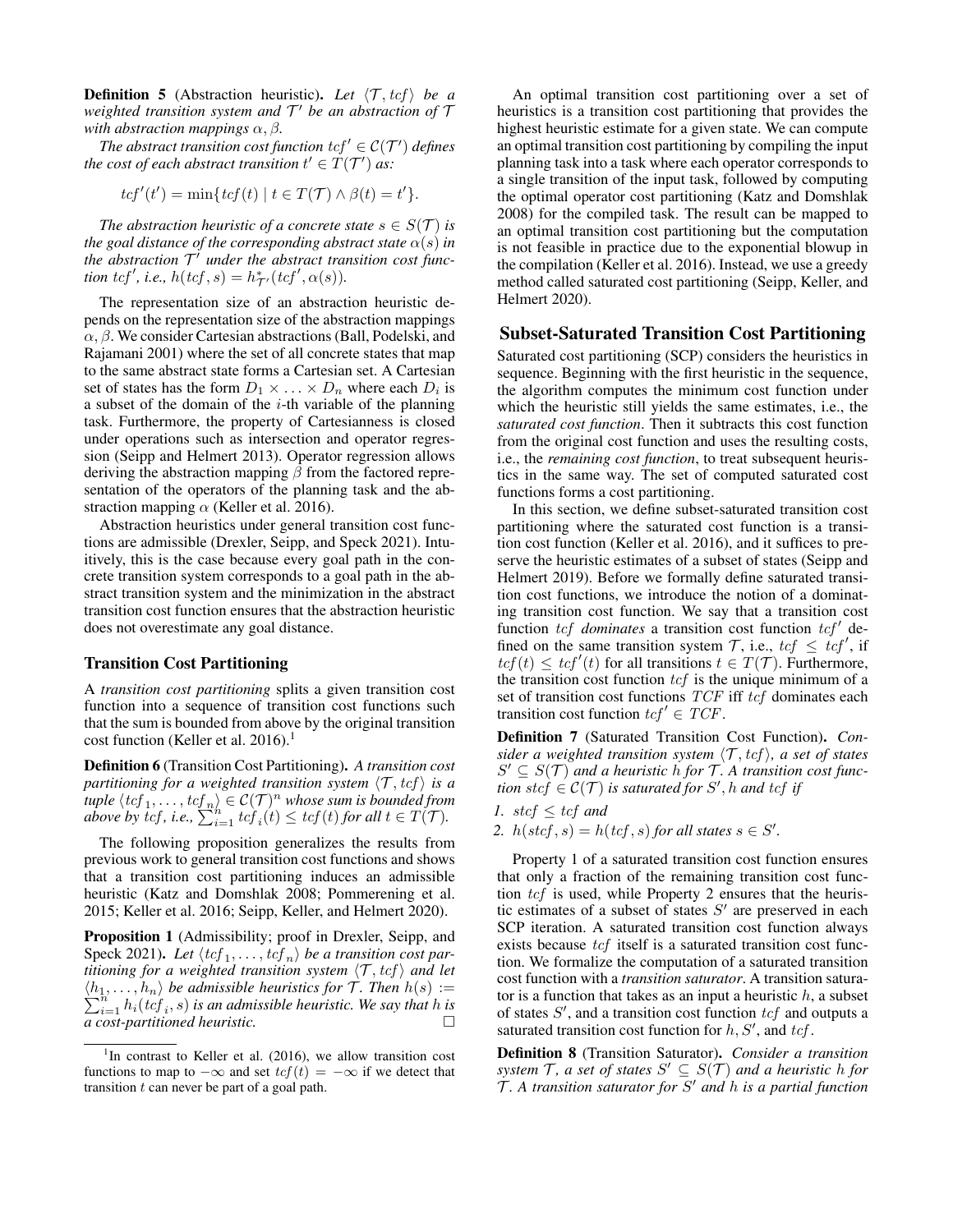**Definition 5** (Abstraction heuristic). *Let $\langle \mathcal{T}, tcf \rangle$ be a weighted transition system and $\mathcal{T}'$ be an abstraction of $\mathcal{T}$ with abstraction mappings $\alpha, \beta$.*

*The abstract transition cost function $tcf' \in \mathcal{C}(\mathcal{T}')$ defines the cost of each abstract transition $t' \in T(\mathcal{T}')$ as:*

$$tcf'(t') = \min\{tcf(t) \mid t \in T(\mathcal{T}) \land \beta(t) = t'\}.$$

*The abstraction heuristic of a concrete state $s \in S(\mathcal{T})$ is the goal distance of the corresponding abstract state $\alpha(s)$ in the abstraction $\mathcal{T}'$ under the abstract transition cost function $tcf'$, i.e., $h(tcf, s) = h^*_{\mathcal{T}'}(tcf', \alpha(s))$.*

The representation size of an abstraction heuristic depends on the representation size of the abstraction mappings $\alpha, \beta$. We consider Cartesian abstractions (Ball, Podelski, and Rajamani 2001) where the set of all concrete states that map to the same abstract state forms a Cartesian set. A Cartesian set of states has the form $D_1 \times \ldots \times D_n$ where each $D_i$ is a subset of the domain of the $i$-th variable of the planning task. Furthermore, the property of Cartesianness is closed under operations such as intersection and operator regression (Seipp and Helmert 2013). Operator regression allows deriving the abstraction mapping $\beta$ from the factored representation of the operators of the planning task and the abstraction mapping $\alpha$ (Keller et al. 2016).

Abstraction heuristics under general transition cost functions are admissible (Drexler, Seipp, and Speck 2021). Intuitively, this is the case because every goal path in the concrete transition system corresponds to a goal path in the abstract transition system and the minimization in the abstract transition cost function ensures that the abstraction heuristic does not overestimate any goal distance.

### Transition Cost Partitioning

A *transition cost partitioning* splits a given transition cost function into a sequence of transition cost functions such that the sum is bounded from above by the original transition cost function (Keller et al. 2016).[1]

**Definition 6** (Transition Cost Partitioning). *A transition cost partitioning for a weighted transition system $\langle \mathcal{T}, tcf \rangle$ is a tuple $\langle tcf_1, \ldots, tcf_n \rangle \in \mathcal{C}(\mathcal{T})^n$ whose sum is bounded from above by $tcf$, i.e., $\sum_{i=1}^{n} tcf_i(t) \leq tcf(t)$ for all $t \in T(\mathcal{T})$.*

The following proposition generalizes the results from previous work to general transition cost functions and shows that a transition cost partitioning induces an admissible heuristic (Katz and Domshlak 2008; Pommerening et al. 2015; Keller et al. 2016; Seipp, Keller, and Helmert 2020).

**Proposition 1** (Admissibility; proof in Drexler, Seipp, and Speck 2021). *Let $\langle tcf_1, \ldots, tcf_n \rangle$ be a transition cost partitioning for a weighted transition system $\langle \mathcal{T}, tcf \rangle$ and let $\langle h_1, \ldots, h_n \rangle$ be admissible heuristics for $\mathcal{T}$. Then $h(s) := \sum_{i=1}^{n} h_i(tcf_i, s)$ is an admissible heuristic. We say that $h$ is a cost-partitioned heuristic.* □

[1] In contrast to Keller et al. (2016), we allow transition cost functions to map to $-\infty$ and set $tcf(t) = -\infty$ if we detect that transition $t$ can never be part of a goal path.

An optimal transition cost partitioning over a set of heuristics is a transition cost partitioning that provides the highest heuristic estimate for a given state. We can compute an optimal transition cost partitioning by compiling the input planning task into a task where each operator corresponds to a single transition of the input task, followed by computing the optimal operator cost partitioning (Katz and Domshlak 2008) for the compiled task. The result can be mapped to an optimal transition cost partitioning but the computation is not feasible in practice due to the exponential blowup in the compilation (Keller et al. 2016). Instead, we use a greedy method called saturated cost partitioning (Seipp, Keller, and Helmert 2020).

## Subset-Saturated Transition Cost Partitioning

Saturated cost partitioning (SCP) considers the heuristics in sequence. Beginning with the first heuristic in the sequence, the algorithm computes the minimum cost function under which the heuristic still yields the same estimates, i.e., the *saturated cost function*. Then it subtracts this cost function from the original cost function and uses the resulting costs, i.e., the *remaining cost function*, to treat subsequent heuristics in the same way. The set of computed saturated cost functions forms a cost partitioning.

In this section, we define subset-saturated transition cost partitioning where the saturated cost function is a transition cost function (Keller et al. 2016), and it suffices to preserve the heuristic estimates of a subset of states (Seipp and Helmert 2019). Before we formally define saturated transition cost functions, we introduce the notion of a dominating transition cost function. We say that a transition cost function $tcf$ *dominates* a transition cost function $tcf'$ defined on the same transition system $\mathcal{T}$, i.e., $tcf \leq tcf'$, if $tcf(t) \leq tcf'(t)$ for all transitions $t \in T(\mathcal{T})$. Furthermore, the transition cost function $tcf$ is the unique minimum of a set of transition cost functions $TCF$ iff $tcf$ dominates each transition cost function $tcf' \in TCF$.

**Definition 7** (Saturated Transition Cost Function). *Consider a weighted transition system $\langle \mathcal{T}, tcf \rangle$, a set of states $S' \subseteq S(\mathcal{T})$ and a heuristic $h$ for $\mathcal{T}$. A transition cost function $stcf \in \mathcal{C}(\mathcal{T})$ is saturated for $S', h$ and $tcf$ if*

1. *$stcf \leq tcf$ and*
2. *$h(stcf, s) = h(tcf, s)$ for all states $s \in S'$.*

Property 1 of a saturated transition cost function ensures that only a fraction of the remaining transition cost function $tcf$ is used, while Property 2 ensures that the heuristic estimates of a subset of states $S'$ are preserved in each SCP iteration. A saturated transition cost function always exists because $tcf$ itself is a saturated transition cost function. We formalize the computation of a saturated transition cost function with a *transition saturator*. A transition saturator is a function that takes as an input a heuristic $h$, a subset of states $S'$, and a transition cost function $tcf$ and outputs a saturated transition cost function for $h, S'$, and $tcf$.

**Definition 8** (Transition Saturator). *Consider a transition system $\mathcal{T}$, a set of states $S' \subseteq S(\mathcal{T})$ and a heuristic $h$ for $\mathcal{T}$. A transition saturator for $S'$ and $h$ is a partial function*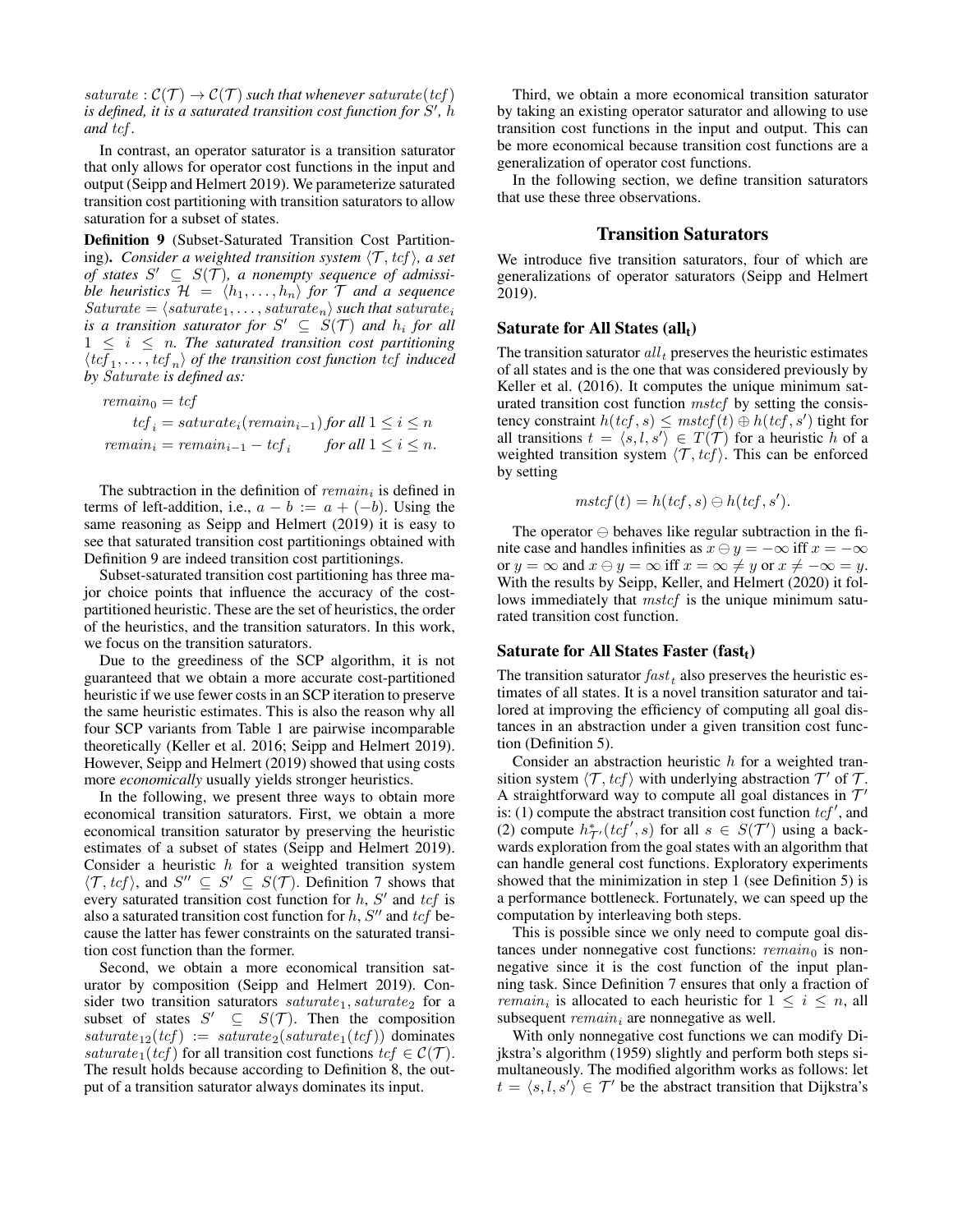$saturate : \mathcal{C}(\mathcal{T}) \to \mathcal{C}(\mathcal{T})$ *such that whenever* $saturate(tcf)$ *is defined, it is a saturated transition cost function for* $S'$, $h$ *and* $tcf$.

In contrast, an operator saturator is a transition saturator that only allows for operator cost functions in the input and output (Seipp and Helmert 2019). We parameterize saturated transition cost partitioning with transition saturators to allow saturation for a subset of states.

**Definition 9** (Subset-Saturated Transition Cost Partitioning)**.** *Consider a weighted transition system* $\langle \mathcal{T}, tcf \rangle$*, a set of states* $S' \subseteq S(\mathcal{T})$*, a nonempty sequence of admissible heuristics* $\mathcal{H} = \langle h_1, \dots, h_n \rangle$ *for* $\mathcal{T}$ *and a sequence* $Saturate = \langle saturate_1, \dots, saturate_n \rangle$ *such that* $saturate_i$ *is a transition saturator for* $S' \subseteq S(\mathcal{T})$ *and* $h_i$ *for all* $1 \leq i \leq n$*. The saturated transition cost partitioning* $\langle tcf_1, \dots, tcf_n \rangle$ *of the transition cost function* $tcf$ *induced by* $Saturate$ *is defined as:*

$$
\begin{aligned}
remain_0 &= tcf \\
tcf_i &= saturate_i(remain_{i-1}) \text{ for all } 1 \leq i \leq n \\
remain_i &= remain_{i-1} - tcf_i \qquad \text{for all } 1 \leq i \leq n.
\end{aligned}
$$

The subtraction in the definition of $remain_i$ is defined in terms of left-addition, i.e., $a - b := a + (-b)$. Using the same reasoning as Seipp and Helmert (2019) it is easy to see that saturated transition cost partitionings obtained with Definition 9 are indeed transition cost partitionings.

Subset-saturated transition cost partitioning has three major choice points that influence the accuracy of the cost-partitioned heuristic. These are the set of heuristics, the order of the heuristics, and the transition saturators. In this work, we focus on the transition saturators.

Due to the greediness of the SCP algorithm, it is not guaranteed that we obtain a more accurate cost-partitioned heuristic if we use fewer costs in an SCP iteration to preserve the same heuristic estimates. This is also the reason why all four SCP variants from Table 1 are pairwise incomparable theoretically (Keller et al. 2016; Seipp and Helmert 2019). However, Seipp and Helmert (2019) showed that using costs more *economically* usually yields stronger heuristics.

In the following, we present three ways to obtain more economical transition saturators. First, we obtain a more economical transition saturator by preserving the heuristic estimates of a subset of states (Seipp and Helmert 2019). Consider a heuristic $h$ for a weighted transition system $\langle \mathcal{T}, tcf \rangle$, and $S'' \subseteq S' \subseteq S(\mathcal{T})$. Definition 7 shows that every saturated transition cost function for $h$, $S'$ and $tcf$ is also a saturated transition cost function for $h$, $S''$ and $tcf$ because the latter has fewer constraints on the saturated transition cost function than the former.

Second, we obtain a more economical transition saturator by composition (Seipp and Helmert 2019). Consider two transition saturators $saturate_1, saturate_2$ for a subset of states $S' \subseteq S(\mathcal{T})$. Then the composition $saturate_{12}(tcf) := saturate_2(saturate_1(tcf))$ dominates $saturate_1(tcf)$ for all transition cost functions $tcf \in \mathcal{C}(\mathcal{T})$. The result holds because according to Definition 8, the output of a transition saturator always dominates its input.

Third, we obtain a more economical transition saturator by taking an existing operator saturator and allowing to use transition cost functions in the input and output. This can be more economical because transition cost functions are a generalization of operator cost functions.

In the following section, we define transition saturators that use these three observations.

## Transition Saturators

We introduce five transition saturators, four of which are generalizations of operator saturators (Seipp and Helmert 2019).

### Saturate for All States ($\mathbf{all_t}$)

The transition saturator $all_t$ preserves the heuristic estimates of all states and is the one that was considered previously by Keller et al. (2016). It computes the unique minimum saturated transition cost function $mstcf$ by setting the consistency constraint $h(tcf, s) \leq mstcf(t) \oplus h(tcf, s')$ tight for all transitions $t = \langle s, l, s' \rangle \in T(\mathcal{T})$ for a heuristic $h$ of a weighted transition system $\langle \mathcal{T}, tcf \rangle$. This can be enforced by setting

$$
mstcf(t) = h(tcf, s) \ominus h(tcf, s').
$$

The operator $\ominus$ behaves like regular subtraction in the finite case and handles infinities as $x \ominus y = -\infty$ iff $x = -\infty$ or $y = \infty$ and $x \ominus y = \infty$ iff $x = \infty \neq y$ or $x \neq -\infty = y$. With the results by Seipp, Keller, and Helmert (2020) it follows immediately that $mstcf$ is the unique minimum saturated transition cost function.

### Saturate for All States Faster ($\mathbf{fast_t}$)

The transition saturator $fast_t$ also preserves the heuristic estimates of all states. It is a novel transition saturator and tailored at improving the efficiency of computing all goal distances in an abstraction under a given transition cost function (Definition 5).

Consider an abstraction heuristic $h$ for a weighted transition system $\langle \mathcal{T}, tcf \rangle$ with underlying abstraction $\mathcal{T}'$ of $\mathcal{T}$. A straightforward way to compute all goal distances in $\mathcal{T}'$ is: (1) compute the abstract transition cost function $tcf'$, and (2) compute $h^*_{\mathcal{T}'}(tcf', s)$ for all $s \in S(\mathcal{T}')$ using a backwards exploration from the goal states with an algorithm that can handle general cost functions. Exploratory experiments showed that the minimization in step 1 (see Definition 5) is a performance bottleneck. Fortunately, we can speed up the computation by interleaving both steps.

This is possible since we only need to compute goal distances under nonnegative cost functions: $remain_0$ is nonnegative since it is the cost function of the input planning task. Since Definition 7 ensures that only a fraction of $remain_i$ is allocated to each heuristic for $1 \leq i \leq n$, all subsequent $remain_i$ are nonnegative as well.

With only nonnegative cost functions we can modify Dijkstra's algorithm (1959) slightly and perform both steps simultaneously. The modified algorithm works as follows: let $t = \langle s, l, s' \rangle \in \mathcal{T}'$ be the abstract transition that Dijkstra's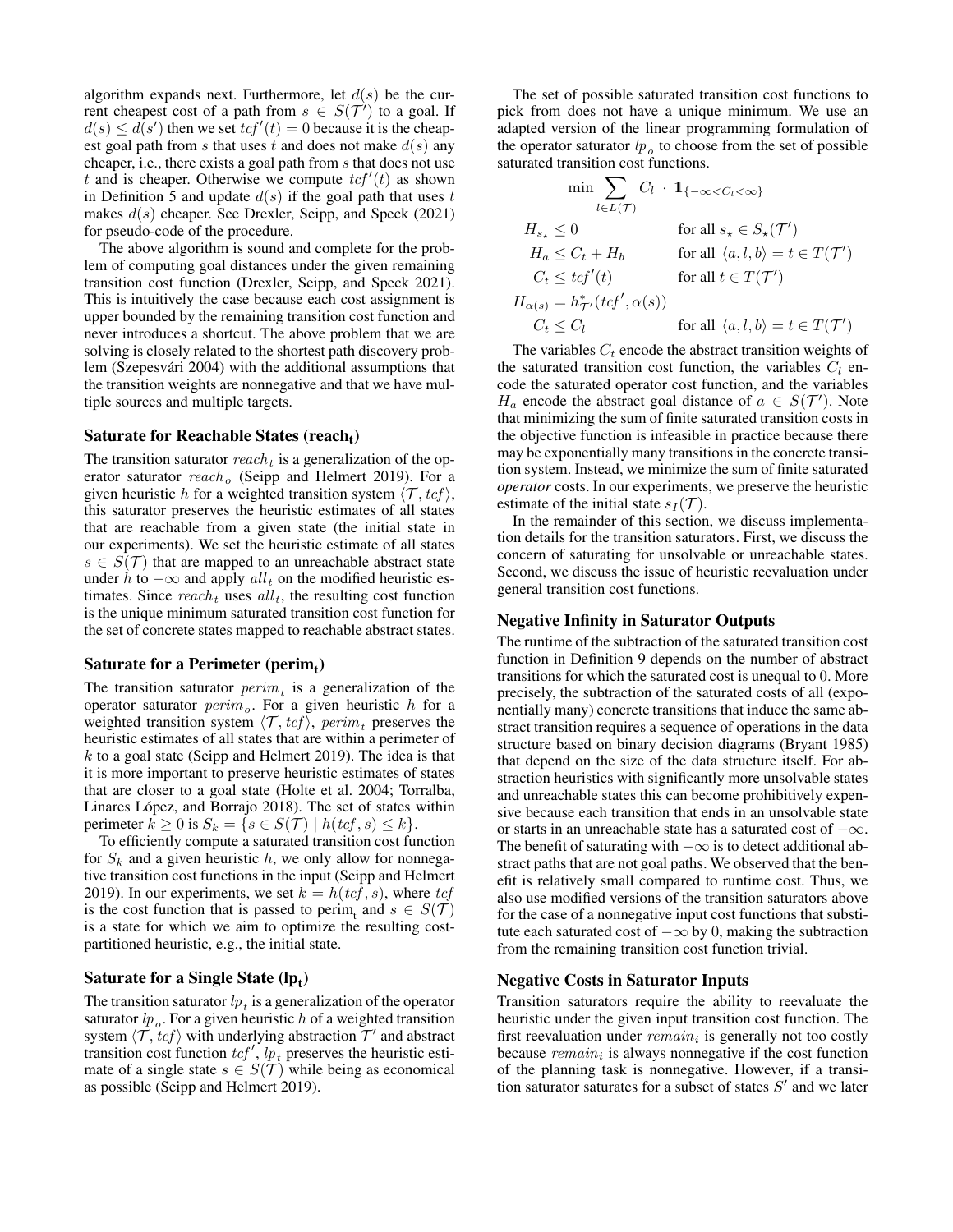algorithm expands next. Furthermore, let $d(s)$ be the current cheapest cost of a path from $s \in S(\mathcal{T}')$ to a goal. If $d(s) \leq d(s')$ then we set $tcf'(t) = 0$ because it is the cheapest goal path from $s$ that uses $t$ and does not make $d(s)$ any cheaper, i.e., there exists a goal path from $s$ that does not use $t$ and is cheaper. Otherwise we compute $tcf'(t)$ as shown in Definition 5 and update $d(s)$ if the goal path that uses $t$ makes $d(s)$ cheaper. See Drexler, Seipp, and Speck (2021) for pseudo-code of the procedure.

The above algorithm is sound and complete for the problem of computing goal distances under the given remaining transition cost function (Drexler, Seipp, and Speck 2021). This is intuitively the case because each cost assignment is upper bounded by the remaining transition cost function and never introduces a shortcut. The above problem that we are solving is closely related to the shortest path discovery problem (Szepesvári 2004) with the additional assumptions that the transition weights are nonnegative and that we have multiple sources and multiple targets.

### Saturate for Reachable States ($\mathbf{reach_t}$)

The transition saturator $reach_t$ is a generalization of the operator saturator $reach_o$ (Seipp and Helmert 2019). For a given heuristic $h$ for a weighted transition system $\langle \mathcal{T}, tcf \rangle$, this saturator preserves the heuristic estimates of all states that are reachable from a given state (the initial state in our experiments). We set the heuristic estimate of all states $s \in S(\mathcal{T})$ that are mapped to an unreachable abstract state under $h$ to $-\infty$ and apply $all_t$ on the modified heuristic estimates. Since $reach_t$ uses $all_t$, the resulting cost function is the unique minimum saturated transition cost function for the set of concrete states mapped to reachable abstract states.

### Saturate for a Perimeter ($\mathbf{perim_t}$)

The transition saturator $perim_t$ is a generalization of the operator saturator $perim_o$. For a given heuristic $h$ for a weighted transition system $\langle \mathcal{T}, tcf \rangle$, $perim_t$ preserves the heuristic estimates of all states that are within a perimeter of $k$ to a goal state (Seipp and Helmert 2019). The idea is that it is more important to preserve heuristic estimates of states that are closer to a goal state (Holte et al. 2004; Torralba, Linares López, and Borrajo 2018). The set of states within perimeter $k \geq 0$ is $S_k = \{s \in S(\mathcal{T}) \mid h(tcf, s) \leq k\}$.

To efficiently compute a saturated transition cost function for $S_k$ and a given heuristic $h$, we only allow for nonnegative transition cost functions in the input (Seipp and Helmert 2019). In our experiments, we set $k = h(tcf, s)$, where $tcf$ is the cost function that is passed to $\mathrm{perim_t}$ and $s \in S(\mathcal{T})$ is a state for which we aim to optimize the resulting cost-partitioned heuristic, e.g., the initial state.

### Saturate for a Single State ($\mathbf{lp_t}$)

The transition saturator $lp_t$ is a generalization of the operator saturator $lp_o$. For a given heuristic $h$ of a weighted transition system $\langle \mathcal{T}, tcf \rangle$ with underlying abstraction $\mathcal{T}'$ and abstract transition cost function $tcf'$, $lp_t$ preserves the heuristic estimate of a single state $s \in S(\mathcal{T})$ while being as economical as possible (Seipp and Helmert 2019).

The set of possible saturated transition cost functions to pick from does not have a unique minimum. We use an adapted version of the linear programming formulation of the operator saturator $lp_o$ to choose from the set of possible saturated transition cost functions.

$$
\begin{aligned}
&\min \sum_{l \in L(\mathcal{T})} C_l \cdot \mathbb{1}_{\{-\infty < C_l < \infty\}} \\
&H_{s_\star} \leq 0 && \text{for all } s_\star \in S_\star(\mathcal{T}') \\
&H_a \leq C_t + H_b && \text{for all } \langle a, l, b \rangle = t \in T(\mathcal{T}') \\
&C_t \leq tcf'(t) && \text{for all } t \in T(\mathcal{T}') \\
&H_{\alpha(s)} = h^*_{\mathcal{T}'}(tcf', \alpha(s)) \\
&C_t \leq C_l && \text{for all } \langle a, l, b \rangle = t \in T(\mathcal{T}')
\end{aligned}
$$

The variables $C_t$ encode the abstract transition weights of the saturated transition cost function, the variables $C_l$ encode the saturated operator cost function, and the variables $H_a$ encode the abstract goal distance of $a \in S(\mathcal{T}')$. Note that minimizing the sum of finite saturated transition costs in the objective function is infeasible in practice because there may be exponentially many transitions in the concrete transition system. Instead, we minimize the sum of finite saturated *operator* costs. In our experiments, we preserve the heuristic estimate of the initial state $s_I(\mathcal{T})$.

In the remainder of this section, we discuss implementation details for the transition saturators. First, we discuss the concern of saturating for unsolvable or unreachable states. Second, we discuss the issue of heuristic reevaluation under general transition cost functions.

### Negative Infinity in Saturator Outputs

The runtime of the subtraction of the saturated transition cost function in Definition 9 depends on the number of abstract transitions for which the saturated cost is unequal to 0. More precisely, the subtraction of the saturated costs of all (exponentially many) concrete transitions that induce the same abstract transition requires a sequence of operations in the data structure based on binary decision diagrams (Bryant 1985) that depend on the size of the data structure itself. For abstraction heuristics with significantly more unsolvable states and unreachable states this can become prohibitively expensive because each transition that ends in an unsolvable state or starts in an unreachable state has a saturated cost of $-\infty$. The benefit of saturating with $-\infty$ is to detect additional abstract paths that are not goal paths. We observed that the benefit is relatively small compared to runtime cost. Thus, we also use modified versions of the transition saturators above for the case of a nonnegative input cost functions that substitute each saturated cost of $-\infty$ by 0, making the subtraction from the remaining transition cost function trivial.

### Negative Costs in Saturator Inputs

Transition saturators require the ability to reevaluate the heuristic under the given input transition cost function. The first reevaluation under $remain_i$ is generally not too costly because $remain_i$ is always nonnegative if the cost function of the planning task is nonnegative. However, if a transition saturator saturates for a subset of states $S'$ and we later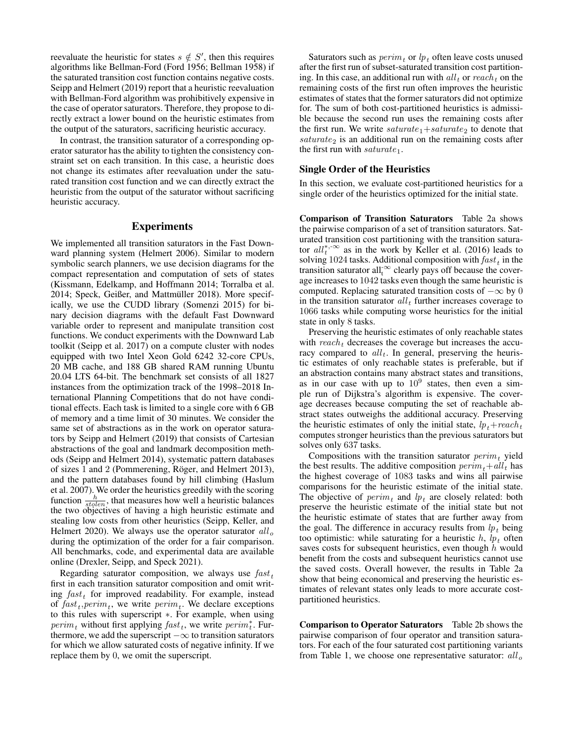reevaluate the heuristic for states $s \notin S'$, then this requires algorithms like Bellman-Ford (Ford 1956; Bellman 1958) if the saturated transition cost function contains negative costs. Seipp and Helmert (2019) report that a heuristic reevaluation with Bellman-Ford algorithm was prohibitively expensive in the case of operator saturators. Therefore, they propose to directly extract a lower bound on the heuristic estimates from the output of the saturators, sacrificing heuristic accuracy.

In contrast, the transition saturator of a corresponding operator saturator has the ability to tighten the consistency constraint set on each transition. In this case, a heuristic does not change its estimates after reevaluation under the saturated transition cost function and we can directly extract the heuristic from the output of the saturator without sacrificing heuristic accuracy.

## Experiments

We implemented all transition saturators in the Fast Downward planning system (Helmert 2006). Similar to modern symbolic search planners, we use decision diagrams for the compact representation and computation of sets of states (Kissmann, Edelkamp, and Hoffmann 2014; Torralba et al. 2014; Speck, Geißer, and Mattmüller 2018). More specifically, we use the CUDD library (Somenzi 2015) for binary decision diagrams with the default Fast Downward variable order to represent and manipulate transition cost functions. We conduct experiments with the Downward Lab toolkit (Seipp et al. 2017) on a compute cluster with nodes equipped with two Intel Xeon Gold 6242 32-core CPUs, 20 MB cache, and 188 GB shared RAM running Ubuntu 20.04 LTS 64-bit. The benchmark set consists of all 1827 instances from the optimization track of the 1998–2018 International Planning Competitions that do not have conditional effects. Each task is limited to a single core with 6 GB of memory and a time limit of 30 minutes. We consider the same set of abstractions as in the work on operator saturators by Seipp and Helmert (2019) that consists of Cartesian abstractions of the goal and landmark decomposition methods (Seipp and Helmert 2014), systematic pattern databases of sizes 1 and 2 (Pommerening, Röger, and Helmert 2013), and the pattern databases found by hill climbing (Haslum et al. 2007). We order the heuristics greedily with the scoring function $\frac{h}{stolen}$, that measures how well a heuristic balances the two objectives of having a high heuristic estimate and stealing low costs from other heuristics (Seipp, Keller, and Helmert 2020). We always use the operator saturator $all_o$ during the optimization of the order for a fair comparison. All benchmarks, code, and experimental data are available online (Drexler, Seipp, and Speck 2021).

Regarding saturator composition, we always use $fast_t$ first in each transition saturator composition and omit writing $fast_t$ for improved readability. For example, instead of $fast_t$,$perim_t$, we write $perim_t$. We declare exceptions to this rules with superscript $*$. For example, when using $perim_t$ without first applying $fast_t$, we write $perim_t^*$. Furthermore, we add the superscript $-\infty$ to transition saturators for which we allow saturated costs of negative infinity. If we replace them by 0, we omit the superscript.

Saturators such as $perim_t$ or $lp_t$ often leave costs unused after the first run of subset-saturated transition cost partitioning. In this case, an additional run with $all_t$ or $reach_t$ on the remaining costs of the first run often improves the heuristic estimates of states that the former saturators did not optimize for. The sum of both cost-partitioned heuristics is admissible because the second run uses the remaining costs after the first run. We write $saturate_1$+$saturate_2$ to denote that $saturate_2$ is an additional run on the remaining costs after the first run with $saturate_1$.

### Single Order of the Heuristics

In this section, we evaluate cost-partitioned heuristics for a single order of the heuristics optimized for the initial state.

**Comparison of Transition Saturators** Table 2a shows the pairwise comparison of a set of transition saturators. Saturated transition cost partitioning with the transition saturator $all_t^{*,-\infty}$ as in the work by Keller et al. (2016) leads to solving 1024 tasks. Additional composition with $fast_t$ in the transition saturator $\text{all}_t^{-\infty}$ clearly pays off because the coverage increases to 1042 tasks even though the same heuristic is computed. Replacing saturated transition costs of $-\infty$ by 0 in the transition saturator $all_t$ further increases coverage to 1066 tasks while computing worse heuristics for the initial state in only 8 tasks.

Preserving the heuristic estimates of only reachable states with $reach_t$ decreases the coverage but increases the accuracy compared to $all_t$. In general, preserving the heuristic estimates of only reachable states is preferable, but if an abstraction contains many abstract states and transitions, as in our case with up to $10^9$ states, then even a simple run of Dijkstra's algorithm is expensive. The coverage decreases because computing the set of reachable abstract states outweighs the additional accuracy. Preserving the heuristic estimates of only the initial state, $lp_t$+$reach_t$ computes stronger heuristics than the previous saturators but solves only 637 tasks.

Compositions with the transition saturator $perim_t$ yield the best results. The additive composition $perim_t$+$all_t$ has the highest coverage of 1083 tasks and wins all pairwise comparisons for the heuristic estimate of the initial state. The objective of $perim_t$ and $lp_t$ are closely related: both preserve the heuristic estimate of the initial state but not the heuristic estimate of states that are further away from the goal. The difference in accuracy results from $lp_t$ being too optimistic: while saturating for a heuristic $h$, $lp_t$ often saves costs for subsequent heuristics, even though $h$ would benefit from the costs and subsequent heuristics cannot use the saved costs. Overall however, the results in Table 2a show that being economical and preserving the heuristic estimates of relevant states only leads to more accurate cost-partitioned heuristics.

**Comparison to Operator Saturators** Table 2b shows the pairwise comparison of four operator and transition saturators. For each of the four saturated cost partitioning variants from Table 1, we choose one representative saturator: $all_o$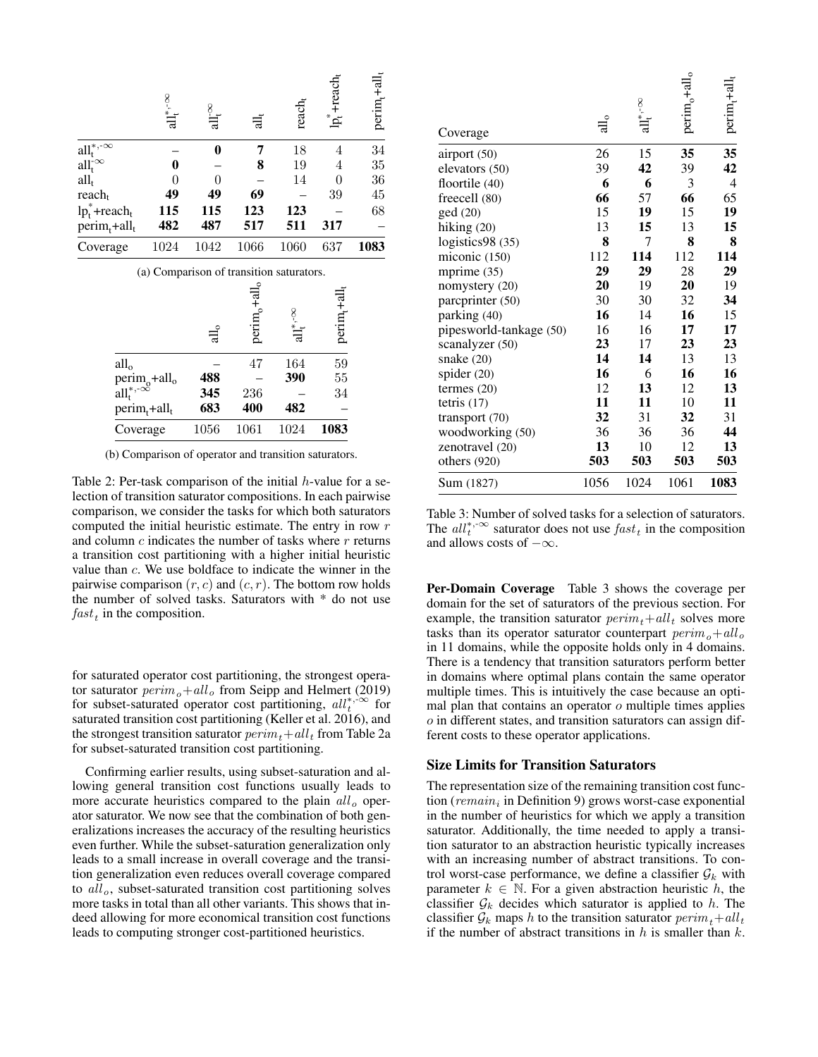|  | $all_t^{*,-\infty}$ | $all_t^{-\infty}$ | $all_t$ | $reach_t$ | $lp_t^*$+$reach_t$ | $perim_t$+$all_t$ |
|---|---|---|---|---|---|---|
| $all_t^{*,-\infty}$ | – | **0** | **7** | 18 | 4 | 34 |
| $all_t^{-\infty}$ | **0** | – | **8** | 19 | 4 | 35 |
| $all_t$ | 0 | 0 | – | 14 | 0 | 36 |
| $reach_t$ | **49** | **49** | **69** | – | 39 | 45 |
| $lp_t^*$+$reach_t$ | **115** | **115** | **123** | **123** | – | 68 |
| $perim_t$+$all_t$ | **482** | **487** | **517** | **511** | **317** | – |
| Coverage | 1024 | 1042 | 1066 | 1060 | 637 | **1083** |

(a) Comparison of transition saturators.

|  | $all_o$ | $perim_o$+$all_o$ | $all_t^{*,-\infty}$ | $perim_t$+$all_t$ |
|---|---|---|---|---|
| $all_o$ | – | 47 | 164 | 59 |
| $perim_o$+$all_o$ | **488** | – | **390** | 55 |
| $all_t^{*,-\infty}$ | **345** | 236 | – | 34 |
| $perim_t$+$all_t$ | **683** | **400** | **482** | – |
| Coverage | 1056 | 1061 | 1024 | **1083** |

(b) Comparison of operator and transition saturators.

Table 2: Per-task comparison of the initial $h$-value for a selection of transition saturator compositions. In each pairwise comparison, we consider the tasks for which both saturators computed the initial heuristic estimate. The entry in row $r$ and column $c$ indicates the number of tasks where $r$ returns a transition cost partitioning with a higher initial heuristic value than $c$. We use boldface to indicate the winner in the pairwise comparison $(r, c)$ and $(c, r)$. The bottom row holds the number of solved tasks. Saturators with * do not use $fast_t$ in the composition.

for saturated operator cost partitioning, the strongest operator saturator $perim_o$+$all_o$ from Seipp and Helmert (2019) for subset-saturated operator cost partitioning, $all_t^{*,-\infty}$ for saturated transition cost partitioning (Keller et al. 2016), and the strongest transition saturator $perim_t$+$all_t$ from Table 2a for subset-saturated transition cost partitioning.

Confirming earlier results, using subset-saturation and allowing general transition cost functions usually leads to more accurate heuristics compared to the plain $all_o$ operator saturator. We now see that the combination of both generalizations increases the accuracy of the resulting heuristics even further. While the subset-saturation generalization only leads to a small increase in overall coverage and the transition generalization even reduces overall coverage compared to $all_o$, subset-saturated transition cost partitioning solves more tasks in total than all other variants. This shows that indeed allowing for more economical transition cost functions leads to computing stronger cost-partitioned heuristics.

| Coverage | $all_o$ | $all_t^{*,-\infty}$ | $perim_o$+$all_o$ | $perim_t$+$all_t$ |
|---|---|---|---|---|
| airport (50) | 26 | 15 | **35** | **35** |
| elevators (50) | 39 | **42** | 39 | **42** |
| floortile (40) | **6** | **6** | 3 | 4 |
| freecell (80) | **66** | 57 | **66** | 65 |
| ged (20) | 15 | **19** | 15 | **19** |
| hiking (20) | 13 | **15** | 13 | **15** |
| logistics98 (35) | **8** | 7 | **8** | **8** |
| miconic (150) | 112 | **114** | 112 | **114** |
| mprime (35) | **29** | **29** | 28 | **29** |
| nomystery (20) | **20** | 19 | **20** | 19 |
| parcprinter (50) | 30 | 30 | 32 | **34** |
| parking (40) | **16** | 14 | **16** | 15 |
| pipesworld-tankage (50) | 16 | 16 | **17** | **17** |
| scanalyzer (50) | **23** | 17 | **23** | **23** |
| snake (20) | **14** | **14** | 13 | 13 |
| spider (20) | **16** | 6 | **16** | **16** |
| termes (20) | 12 | **13** | 12 | **13** |
| tetris (17) | **11** | **11** | 10 | **11** |
| transport (70) | **32** | 31 | **32** | 31 |
| woodworking (50) | 36 | 36 | 36 | **44** |
| zenotravel (20) | **13** | 10 | 12 | **13** |
| others (920) | **503** | **503** | **503** | **503** |
| Sum (1827) | 1056 | 1024 | 1061 | **1083** |

Table 3: Number of solved tasks for a selection of saturators. The $all_t^{*,-\infty}$ saturator does not use $fast_t$ in the composition and allows costs of $-\infty$.

**Per-Domain Coverage** Table 3 shows the coverage per domain for the set of saturators of the previous section. For example, the transition saturator $perim_t$+$all_t$ solves more tasks than its operator saturator counterpart $perim_o$+$all_o$ in 11 domains, while the opposite holds only in 4 domains. There is a tendency that transition saturators perform better in domains where optimal plans contain the same operator multiple times. This is intuitively the case because an optimal plan that contains an operator $o$ multiple times applies $o$ in different states, and transition saturators can assign different costs to these operator applications.

### Size Limits for Transition Saturators

The representation size of the remaining transition cost function ($remain_i$ in Definition 9) grows worst-case exponential in the number of heuristics for which we apply a transition saturator. Additionally, the time needed to apply a transition saturator to an abstraction heuristic typically increases with an increasing number of abstract transitions. To control worst-case performance, we define a classifier $\mathcal{G}_k$ with parameter $k \in \mathbb{N}$. For a given abstraction heuristic $h$, the classifier $\mathcal{G}_k$ decides which saturator is applied to $h$. The classifier $\mathcal{G}_k$ maps $h$ to the transition saturator $perim_t$+$all_t$ if the number of abstract transitions in $h$ is smaller than $k$.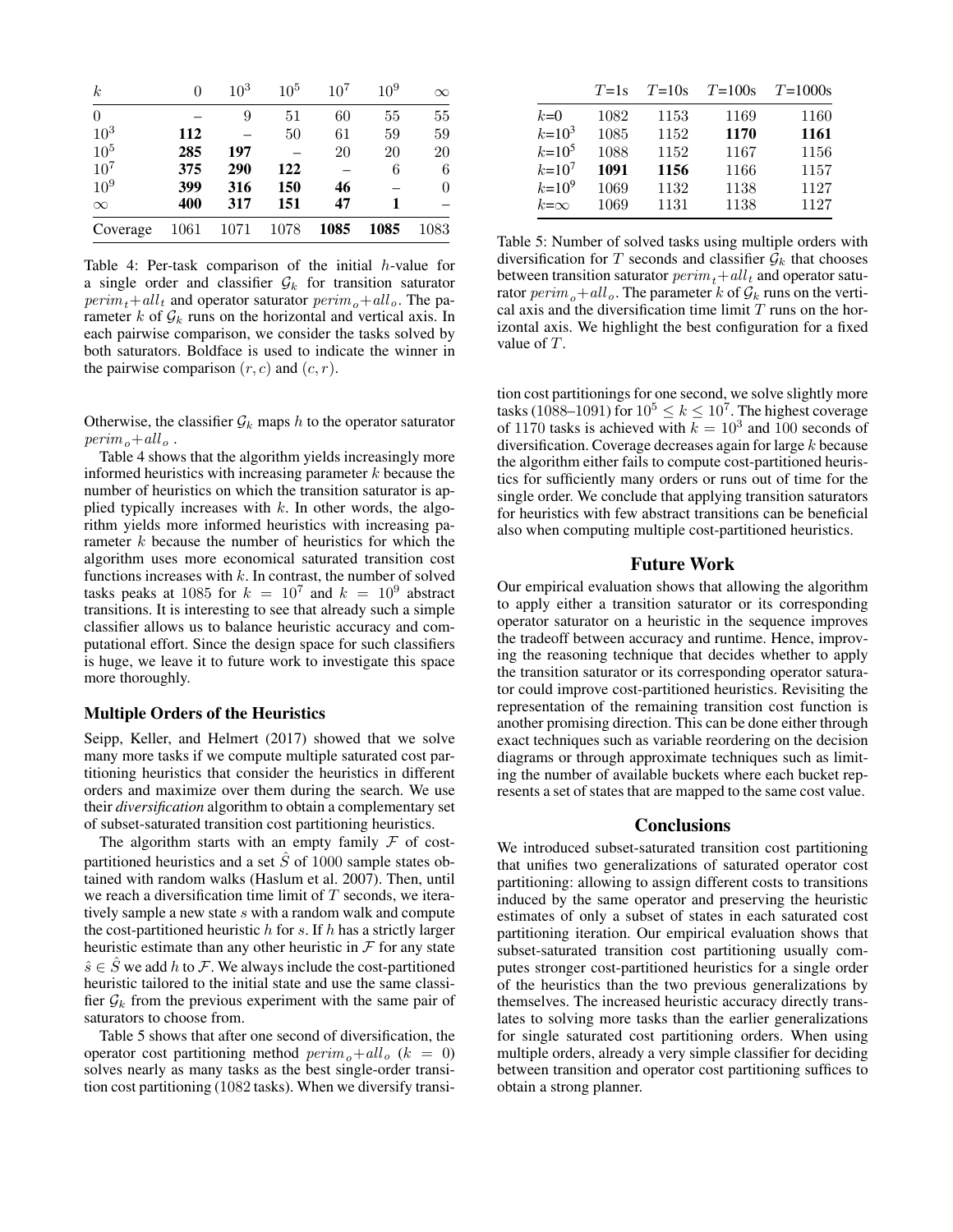| $k$ | 0 | $10^3$ | $10^5$ | $10^7$ | $10^9$ | $\infty$ |
|---|---|---|---|---|---|---|
| 0 | – | 9 | 51 | 60 | 55 | 55 |
| $10^3$ | **112** | – | 50 | 61 | 59 | 59 |
| $10^5$ | **285** | **197** | – | 20 | 20 | 20 |
| $10^7$ | **375** | **290** | **122** | – | 6 | 6 |
| $10^9$ | **399** | **316** | **150** | **46** | – | 0 |
| $\infty$ | **400** | **317** | **151** | **47** | **1** | – |
| Coverage | 1061 | 1071 | 1078 | **1085** | **1085** | 1083 |

Table 4: Per-task comparison of the initial $h$-value for a single order and classifier $\mathcal{G}_k$ for transition saturator $perim_t$+$all_t$ and operator saturator $perim_o$+$all_o$. The parameter $k$ of $\mathcal{G}_k$ runs on the horizontal and vertical axis. In each pairwise comparison, we consider the tasks solved by both saturators. Boldface is used to indicate the winner in the pairwise comparison $(r, c)$ and $(c, r)$.

Otherwise, the classifier $\mathcal{G}_k$ maps $h$ to the operator saturator $perim_o$+$all_o$.

Table 4 shows that the algorithm yields increasingly more informed heuristics with increasing parameter $k$ because the number of heuristics on which the transition saturator is applied typically increases with $k$. In other words, the algorithm yields more informed heuristics with increasing parameter $k$ because the number of heuristics for which the algorithm uses more economical saturated transition cost functions increases with $k$. In contrast, the number of solved tasks peaks at 1085 for $k = 10^7$ and $k = 10^9$ abstract transitions. It is interesting to see that already such a simple classifier allows us to balance heuristic accuracy and computational effort. Since the design space for such classifiers is huge, we leave it to future work to investigate this space more thoroughly.

### Multiple Orders of the Heuristics

Seipp, Keller, and Helmert (2017) showed that we solve many more tasks if we compute multiple saturated cost partitioning heuristics that consider the heuristics in different orders and maximize over them during the search. We use their *diversification* algorithm to obtain a complementary set of subset-saturated transition cost partitioning heuristics.

The algorithm starts with an empty family $\mathcal{F}$ of cost-partitioned heuristics and a set $\hat{S}$ of 1000 sample states obtained with random walks (Haslum et al. 2007). Then, until we reach a diversification time limit of $T$ seconds, we iteratively sample a new state $s$ with a random walk and compute the cost-partitioned heuristic $h$ for $s$. If $h$ has a strictly larger heuristic estimate than any other heuristic in $\mathcal{F}$ for any state $\hat{s} \in \hat{S}$ we add $h$ to $\mathcal{F}$. We always include the cost-partitioned heuristic tailored to the initial state and use the same classifier $\mathcal{G}_k$ from the previous experiment with the same pair of saturators to choose from.

Table 5 shows that after one second of diversification, the operator cost partitioning method $perim_o$+$all_o$ ($k = 0$) solves nearly as many tasks as the best single-order transition cost partitioning (1082 tasks). When we diversify transition cost partitionings for one second, we solve slightly more tasks (1088–1091) for $10^5 \leq k \leq 10^7$. The highest coverage of 1170 tasks is achieved with $k = 10^3$ and 100 seconds of diversification. Coverage decreases again for large $k$ because the algorithm either fails to compute cost-partitioned heuristics for sufficiently many orders or runs out of time for the single order. We conclude that applying transition saturators for heuristics with few abstract transitions can be beneficial also when computing multiple cost-partitioned heuristics.

| | $T$=1s | $T$=10s | $T$=100s | $T$=1000s |
|---|---|---|---|---|
| $k$=0 | 1082 | 1153 | 1169 | 1160 |
| $k$=$10^3$ | 1085 | 1152 | **1170** | **1161** |
| $k$=$10^5$ | 1088 | 1152 | 1167 | 1156 |
| $k$=$10^7$ | **1091** | **1156** | 1166 | 1157 |
| $k$=$10^9$ | 1069 | 1132 | 1138 | 1127 |
| $k$=$\infty$ | 1069 | 1131 | 1138 | 1127 |

Table 5: Number of solved tasks using multiple orders with diversification for $T$ seconds and classifier $\mathcal{G}_k$ that chooses between transition saturator $perim_t$+$all_t$ and operator saturator $perim_o$+$all_o$. The parameter $k$ of $\mathcal{G}_k$ runs on the vertical axis and the diversification time limit $T$ runs on the horizontal axis. We highlight the best configuration for a fixed value of $T$.

## Future Work

Our empirical evaluation shows that allowing the algorithm to apply either a transition saturator or its corresponding operator saturator on a heuristic in the sequence improves the tradeoff between accuracy and runtime. Hence, improving the reasoning technique that decides whether to apply the transition saturator or its corresponding operator saturator could improve cost-partitioned heuristics. Revisiting the representation of the remaining transition cost function is another promising direction. This can be done either through exact techniques such as variable reordering on the decision diagrams or through approximate techniques such as limiting the number of available buckets where each bucket represents a set of states that are mapped to the same cost value.

## Conclusions

We introduced subset-saturated transition cost partitioning that unifies two generalizations of saturated operator cost partitioning: allowing to assign different costs to transitions induced by the same operator and preserving the heuristic estimates of only a subset of states in each saturated cost partitioning iteration. Our empirical evaluation shows that subset-saturated transition cost partitioning usually computes stronger cost-partitioned heuristics for a single order of the heuristics than the two previous generalizations by themselves. The increased heuristic accuracy directly translates to solving more tasks than the earlier generalizations for single saturated cost partitioning orders. When using multiple orders, already a very simple classifier for deciding between transition and operator cost partitioning suffices to obtain a strong planner.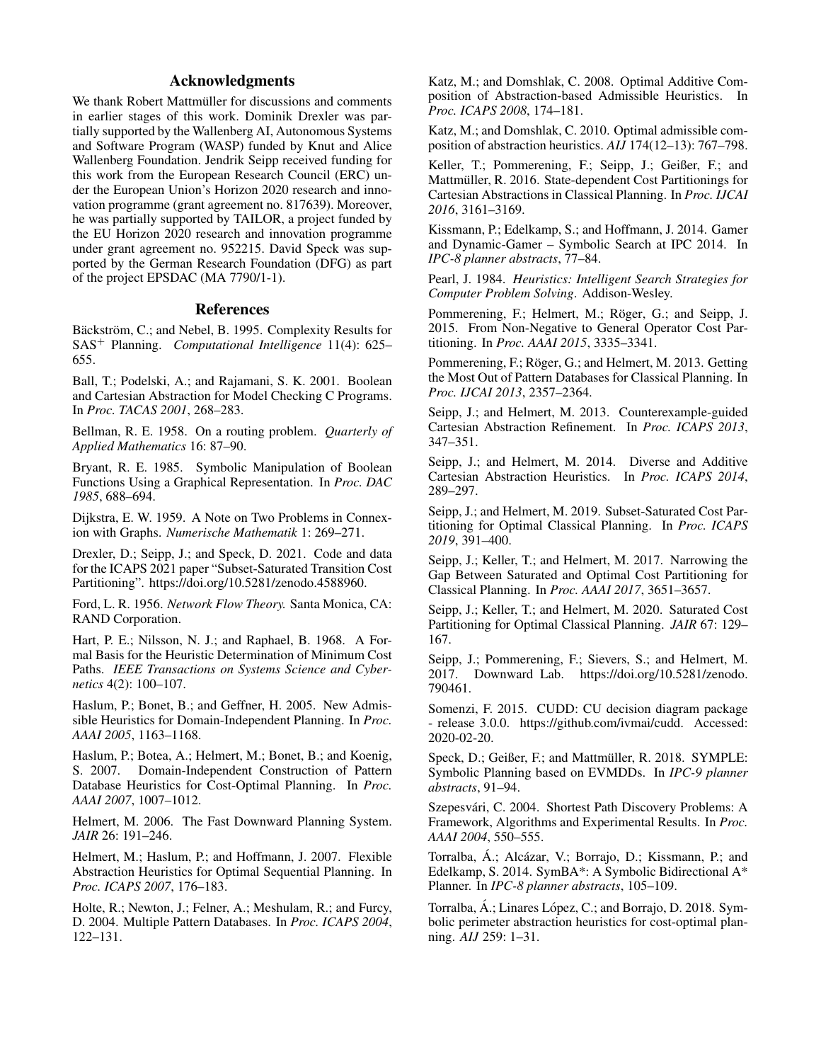## Acknowledgments

We thank Robert Mattmüller for discussions and comments in earlier stages of this work. Dominik Drexler was partially supported by the Wallenberg AI, Autonomous Systems and Software Program (WASP) funded by Knut and Alice Wallenberg Foundation. Jendrik Seipp received funding for this work from the European Research Council (ERC) under the European Union's Horizon 2020 research and innovation programme (grant agreement no. 817639). Moreover, he was partially supported by TAILOR, a project funded by the EU Horizon 2020 research and innovation programme under grant agreement no. 952215. David Speck was supported by the German Research Foundation (DFG) as part of the project EPSDAC (MA 7790/1-1).

## References

Bäckström, C.; and Nebel, B. 1995. Complexity Results for SAS$^+$ Planning. *Computational Intelligence* 11(4): 625–655.

Ball, T.; Podelski, A.; and Rajamani, S. K. 2001. Boolean and Cartesian Abstraction for Model Checking C Programs. In *Proc. TACAS 2001*, 268–283.

Bellman, R. E. 1958. On a routing problem. *Quarterly of Applied Mathematics* 16: 87–90.

Bryant, R. E. 1985. Symbolic Manipulation of Boolean Functions Using a Graphical Representation. In *Proc. DAC 1985*, 688–694.

Dijkstra, E. W. 1959. A Note on Two Problems in Connexion with Graphs. *Numerische Mathematik* 1: 269–271.

Drexler, D.; Seipp, J.; and Speck, D. 2021. Code and data for the ICAPS 2021 paper "Subset-Saturated Transition Cost Partitioning". https://doi.org/10.5281/zenodo.4588960.

Ford, L. R. 1956. *Network Flow Theory.* Santa Monica, CA: RAND Corporation.

Hart, P. E.; Nilsson, N. J.; and Raphael, B. 1968. A Formal Basis for the Heuristic Determination of Minimum Cost Paths. *IEEE Transactions on Systems Science and Cybernetics* 4(2): 100–107.

Haslum, P.; Bonet, B.; and Geffner, H. 2005. New Admissible Heuristics for Domain-Independent Planning. In *Proc. AAAI 2005*, 1163–1168.

Haslum, P.; Botea, A.; Helmert, M.; Bonet, B.; and Koenig, S. 2007. Domain-Independent Construction of Pattern Database Heuristics for Cost-Optimal Planning. In *Proc. AAAI 2007*, 1007–1012.

Helmert, M. 2006. The Fast Downward Planning System. *JAIR* 26: 191–246.

Helmert, M.; Haslum, P.; and Hoffmann, J. 2007. Flexible Abstraction Heuristics for Optimal Sequential Planning. In *Proc. ICAPS 2007*, 176–183.

Holte, R.; Newton, J.; Felner, A.; Meshulam, R.; and Furcy, D. 2004. Multiple Pattern Databases. In *Proc. ICAPS 2004*, 122–131.

Katz, M.; and Domshlak, C. 2008. Optimal Additive Composition of Abstraction-based Admissible Heuristics. In *Proc. ICAPS 2008*, 174–181.

Katz, M.; and Domshlak, C. 2010. Optimal admissible composition of abstraction heuristics. *AIJ* 174(12–13): 767–798.

Keller, T.; Pommerening, F.; Seipp, J.; Geißer, F.; and Mattmüller, R. 2016. State-dependent Cost Partitionings for Cartesian Abstractions in Classical Planning. In *Proc. IJCAI 2016*, 3161–3169.

Kissmann, P.; Edelkamp, S.; and Hoffmann, J. 2014. Gamer and Dynamic-Gamer – Symbolic Search at IPC 2014. In *IPC-8 planner abstracts*, 77–84.

Pearl, J. 1984. *Heuristics: Intelligent Search Strategies for Computer Problem Solving*. Addison-Wesley.

Pommerening, F.; Helmert, M.; Röger, G.; and Seipp, J. 2015. From Non-Negative to General Operator Cost Partitioning. In *Proc. AAAI 2015*, 3335–3341.

Pommerening, F.; Röger, G.; and Helmert, M. 2013. Getting the Most Out of Pattern Databases for Classical Planning. In *Proc. IJCAI 2013*, 2357–2364.

Seipp, J.; and Helmert, M. 2013. Counterexample-guided Cartesian Abstraction Refinement. In *Proc. ICAPS 2013*, 347–351.

Seipp, J.; and Helmert, M. 2014. Diverse and Additive Cartesian Abstraction Heuristics. In *Proc. ICAPS 2014*, 289–297.

Seipp, J.; and Helmert, M. 2019. Subset-Saturated Cost Partitioning for Optimal Classical Planning. In *Proc. ICAPS 2019*, 391–400.

Seipp, J.; Keller, T.; and Helmert, M. 2017. Narrowing the Gap Between Saturated and Optimal Cost Partitioning for Classical Planning. In *Proc. AAAI 2017*, 3651–3657.

Seipp, J.; Keller, T.; and Helmert, M. 2020. Saturated Cost Partitioning for Optimal Classical Planning. *JAIR* 67: 129–167.

Seipp, J.; Pommerening, F.; Sievers, S.; and Helmert, M. 2017. Downward Lab. https://doi.org/10.5281/zenodo.790461.

Somenzi, F. 2015. CUDD: CU decision diagram package - release 3.0.0. https://github.com/ivmai/cudd. Accessed: 2020-02-20.

Speck, D.; Geißer, F.; and Mattmüller, R. 2018. SYMPLE: Symbolic Planning based on EVMDDs. In *IPC-9 planner abstracts*, 91–94.

Szepesvári, C. 2004. Shortest Path Discovery Problems: A Framework, Algorithms and Experimental Results. In *Proc. AAAI 2004*, 550–555.

Torralba, Á.; Alcázar, V.; Borrajo, D.; Kissmann, P.; and Edelkamp, S. 2014. SymBA*: A Symbolic Bidirectional A* Planner. In *IPC-8 planner abstracts*, 105–109.

Torralba, Á.; Linares López, C.; and Borrajo, D. 2018. Symbolic perimeter abstraction heuristics for cost-optimal planning. *AIJ* 259: 1–31.